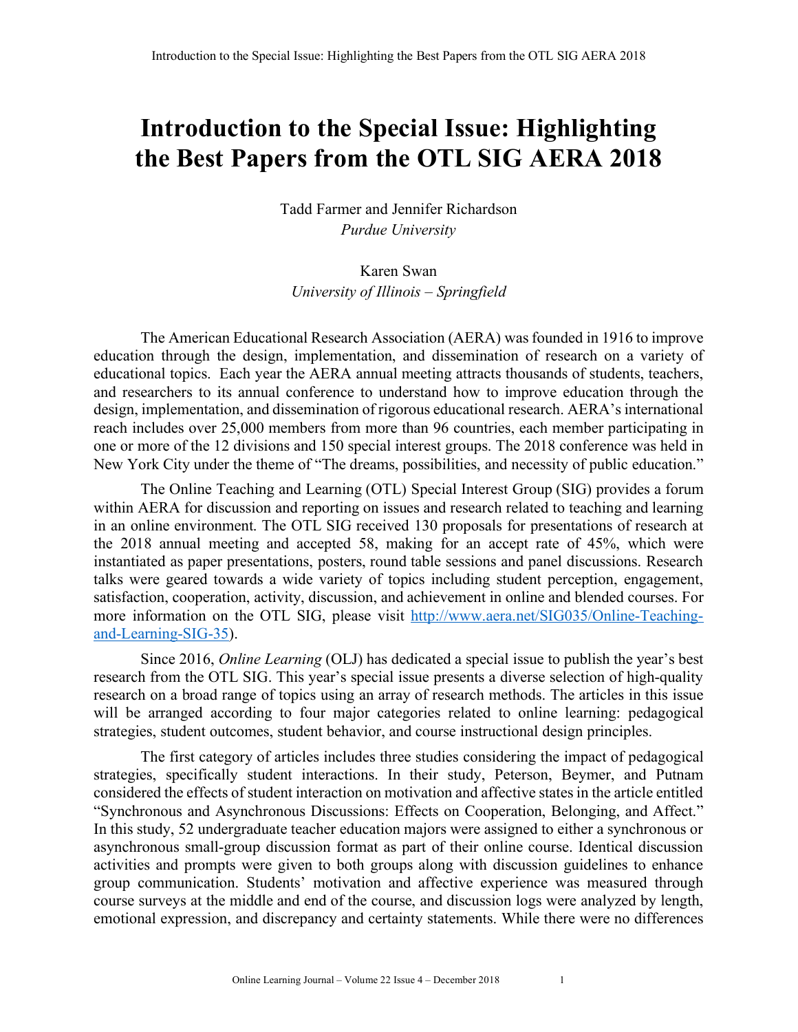# Introduction to the Special Issue: Highlighting the Best Papers from the OTL SIG AERA 2018

Tadd Farmer and Jennifer Richardson
*Purdue University*

Karen Swan
*University of Illinois – Springfield*

The American Educational Research Association (AERA) was founded in 1916 to improve education through the design, implementation, and dissemination of research on a variety of educational topics. Each year the AERA annual meeting attracts thousands of students, teachers, and researchers to its annual conference to understand how to improve education through the design, implementation, and dissemination of rigorous educational research. AERA's international reach includes over 25,000 members from more than 96 countries, each member participating in one or more of the 12 divisions and 150 special interest groups. The 2018 conference was held in New York City under the theme of "The dreams, possibilities, and necessity of public education."

The Online Teaching and Learning (OTL) Special Interest Group (SIG) provides a forum within AERA for discussion and reporting on issues and research related to teaching and learning in an online environment. The OTL SIG received 130 proposals for presentations of research at the 2018 annual meeting and accepted 58, making for an accept rate of 45%, which were instantiated as paper presentations, posters, round table sessions and panel discussions. Research talks were geared towards a wide variety of topics including student perception, engagement, satisfaction, cooperation, activity, discussion, and achievement in online and blended courses. For more information on the OTL SIG, please visit [http://www.aera.net/SIG035/Online-Teaching-and-Learning-SIG-35](http://www.aera.net/SIG035/Online-Teaching-and-Learning-SIG-35)).

Since 2016, *Online Learning* (OLJ) has dedicated a special issue to publish the year's best research from the OTL SIG. This year's special issue presents a diverse selection of high-quality research on a broad range of topics using an array of research methods. The articles in this issue will be arranged according to four major categories related to online learning: pedagogical strategies, student outcomes, student behavior, and course instructional design principles.

The first category of articles includes three studies considering the impact of pedagogical strategies, specifically student interactions. In their study, Peterson, Beymer, and Putnam considered the effects of student interaction on motivation and affective states in the article entitled "Synchronous and Asynchronous Discussions: Effects on Cooperation, Belonging, and Affect." In this study, 52 undergraduate teacher education majors were assigned to either a synchronous or asynchronous small-group discussion format as part of their online course. Identical discussion activities and prompts were given to both groups along with discussion guidelines to enhance group communication. Students' motivation and affective experience was measured through course surveys at the middle and end of the course, and discussion logs were analyzed by length, emotional expression, and discrepancy and certainty statements. While there were no differences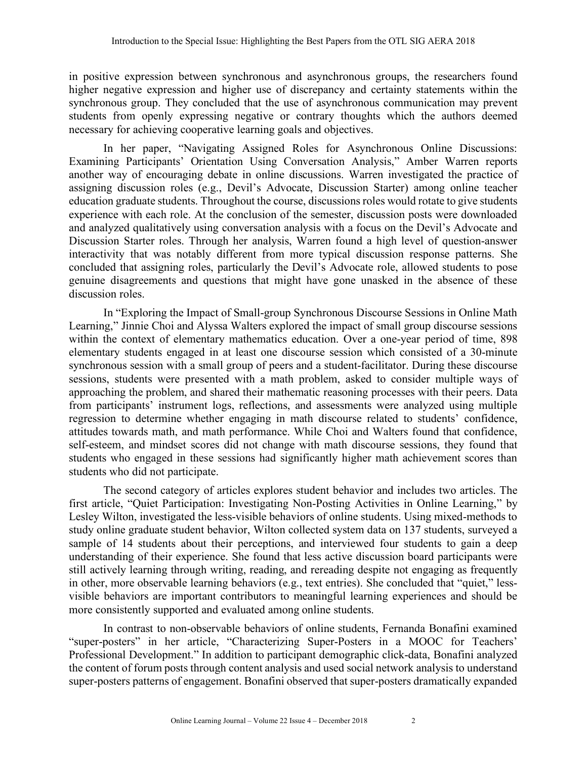in positive expression between synchronous and asynchronous groups, the researchers found higher negative expression and higher use of discrepancy and certainty statements within the synchronous group. They concluded that the use of asynchronous communication may prevent students from openly expressing negative or contrary thoughts which the authors deemed necessary for achieving cooperative learning goals and objectives.

In her paper, "Navigating Assigned Roles for Asynchronous Online Discussions: Examining Participants' Orientation Using Conversation Analysis," Amber Warren reports another way of encouraging debate in online discussions. Warren investigated the practice of assigning discussion roles (e.g., Devil's Advocate, Discussion Starter) among online teacher education graduate students. Throughout the course, discussions roles would rotate to give students experience with each role. At the conclusion of the semester, discussion posts were downloaded and analyzed qualitatively using conversation analysis with a focus on the Devil's Advocate and Discussion Starter roles. Through her analysis, Warren found a high level of question-answer interactivity that was notably different from more typical discussion response patterns. She concluded that assigning roles, particularly the Devil's Advocate role, allowed students to pose genuine disagreements and questions that might have gone unasked in the absence of these discussion roles.

In "Exploring the Impact of Small-group Synchronous Discourse Sessions in Online Math Learning," Jinnie Choi and Alyssa Walters explored the impact of small group discourse sessions within the context of elementary mathematics education. Over a one-year period of time, 898 elementary students engaged in at least one discourse session which consisted of a 30-minute synchronous session with a small group of peers and a student-facilitator. During these discourse sessions, students were presented with a math problem, asked to consider multiple ways of approaching the problem, and shared their mathematic reasoning processes with their peers. Data from participants' instrument logs, reflections, and assessments were analyzed using multiple regression to determine whether engaging in math discourse related to students' confidence, attitudes towards math, and math performance. While Choi and Walters found that confidence, self-esteem, and mindset scores did not change with math discourse sessions, they found that students who engaged in these sessions had significantly higher math achievement scores than students who did not participate.

The second category of articles explores student behavior and includes two articles. The first article, "Quiet Participation: Investigating Non-Posting Activities in Online Learning," by Lesley Wilton, investigated the less-visible behaviors of online students. Using mixed-methods to study online graduate student behavior, Wilton collected system data on 137 students, surveyed a sample of 14 students about their perceptions, and interviewed four students to gain a deep understanding of their experience. She found that less active discussion board participants were still actively learning through writing, reading, and rereading despite not engaging as frequently in other, more observable learning behaviors (e.g., text entries). She concluded that "quiet," less-visible behaviors are important contributors to meaningful learning experiences and should be more consistently supported and evaluated among online students.

In contrast to non-observable behaviors of online students, Fernanda Bonafini examined "super-posters" in her article, "Characterizing Super-Posters in a MOOC for Teachers' Professional Development." In addition to participant demographic click-data, Bonafini analyzed the content of forum posts through content analysis and used social network analysis to understand super-posters patterns of engagement. Bonafini observed that super-posters dramatically expanded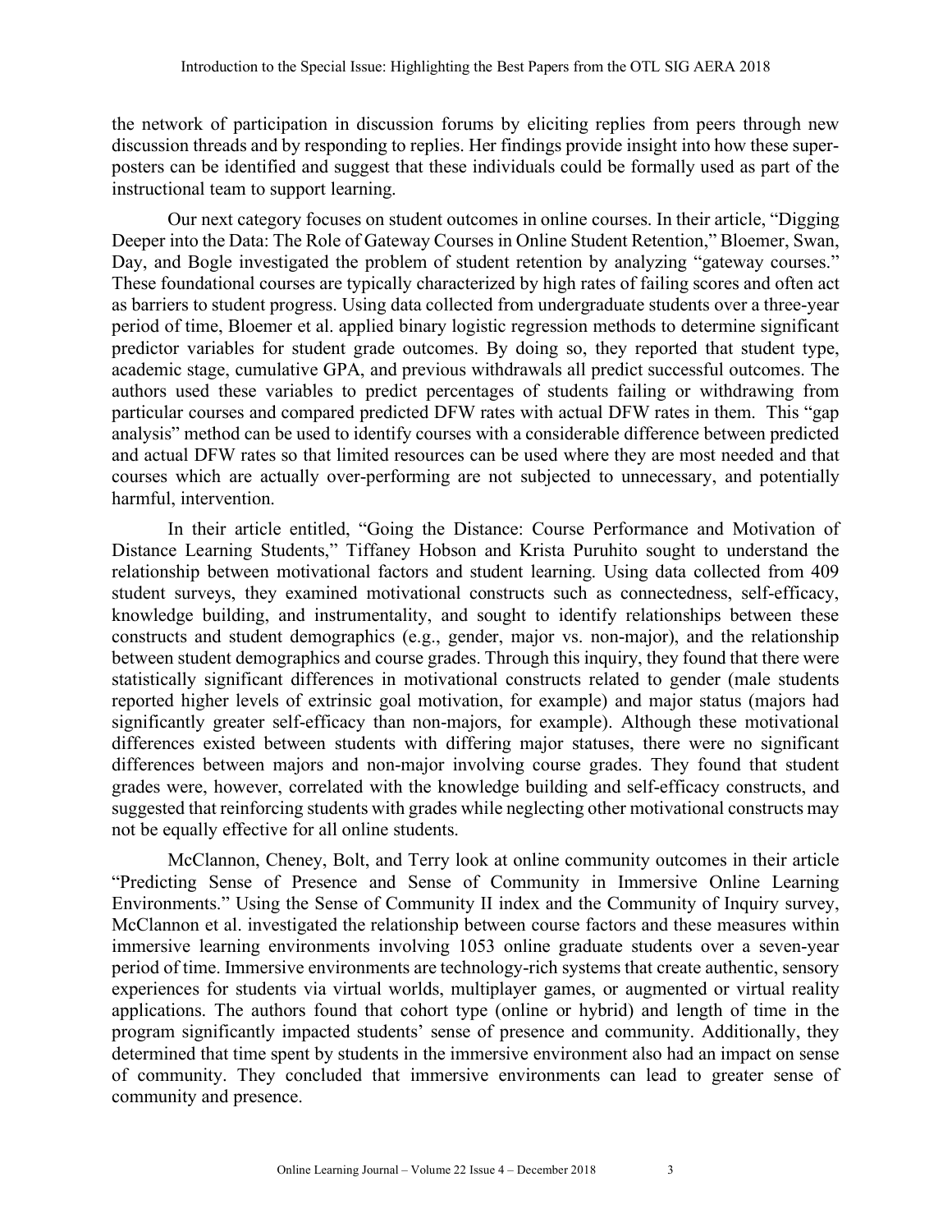the network of participation in discussion forums by eliciting replies from peers through new discussion threads and by responding to replies. Her findings provide insight into how these super-posters can be identified and suggest that these individuals could be formally used as part of the instructional team to support learning.

Our next category focuses on student outcomes in online courses. In their article, "Digging Deeper into the Data: The Role of Gateway Courses in Online Student Retention," Bloemer, Swan, Day, and Bogle investigated the problem of student retention by analyzing "gateway courses." These foundational courses are typically characterized by high rates of failing scores and often act as barriers to student progress. Using data collected from undergraduate students over a three-year period of time, Bloemer et al. applied binary logistic regression methods to determine significant predictor variables for student grade outcomes. By doing so, they reported that student type, academic stage, cumulative GPA, and previous withdrawals all predict successful outcomes. The authors used these variables to predict percentages of students failing or withdrawing from particular courses and compared predicted DFW rates with actual DFW rates in them. This "gap analysis" method can be used to identify courses with a considerable difference between predicted and actual DFW rates so that limited resources can be used where they are most needed and that courses which are actually over-performing are not subjected to unnecessary, and potentially harmful, intervention.

In their article entitled, "Going the Distance: Course Performance and Motivation of Distance Learning Students," Tiffaney Hobson and Krista Puruhito sought to understand the relationship between motivational factors and student learning. Using data collected from 409 student surveys, they examined motivational constructs such as connectedness, self-efficacy, knowledge building, and instrumentality, and sought to identify relationships between these constructs and student demographics (e.g., gender, major vs. non-major), and the relationship between student demographics and course grades. Through this inquiry, they found that there were statistically significant differences in motivational constructs related to gender (male students reported higher levels of extrinsic goal motivation, for example) and major status (majors had significantly greater self-efficacy than non-majors, for example). Although these motivational differences existed between students with differing major statuses, there were no significant differences between majors and non-major involving course grades. They found that student grades were, however, correlated with the knowledge building and self-efficacy constructs, and suggested that reinforcing students with grades while neglecting other motivational constructs may not be equally effective for all online students.

McClannon, Cheney, Bolt, and Terry look at online community outcomes in their article "Predicting Sense of Presence and Sense of Community in Immersive Online Learning Environments." Using the Sense of Community II index and the Community of Inquiry survey, McClannon et al. investigated the relationship between course factors and these measures within immersive learning environments involving 1053 online graduate students over a seven-year period of time. Immersive environments are technology-rich systems that create authentic, sensory experiences for students via virtual worlds, multiplayer games, or augmented or virtual reality applications. The authors found that cohort type (online or hybrid) and length of time in the program significantly impacted students' sense of presence and community. Additionally, they determined that time spent by students in the immersive environment also had an impact on sense of community. They concluded that immersive environments can lead to greater sense of community and presence.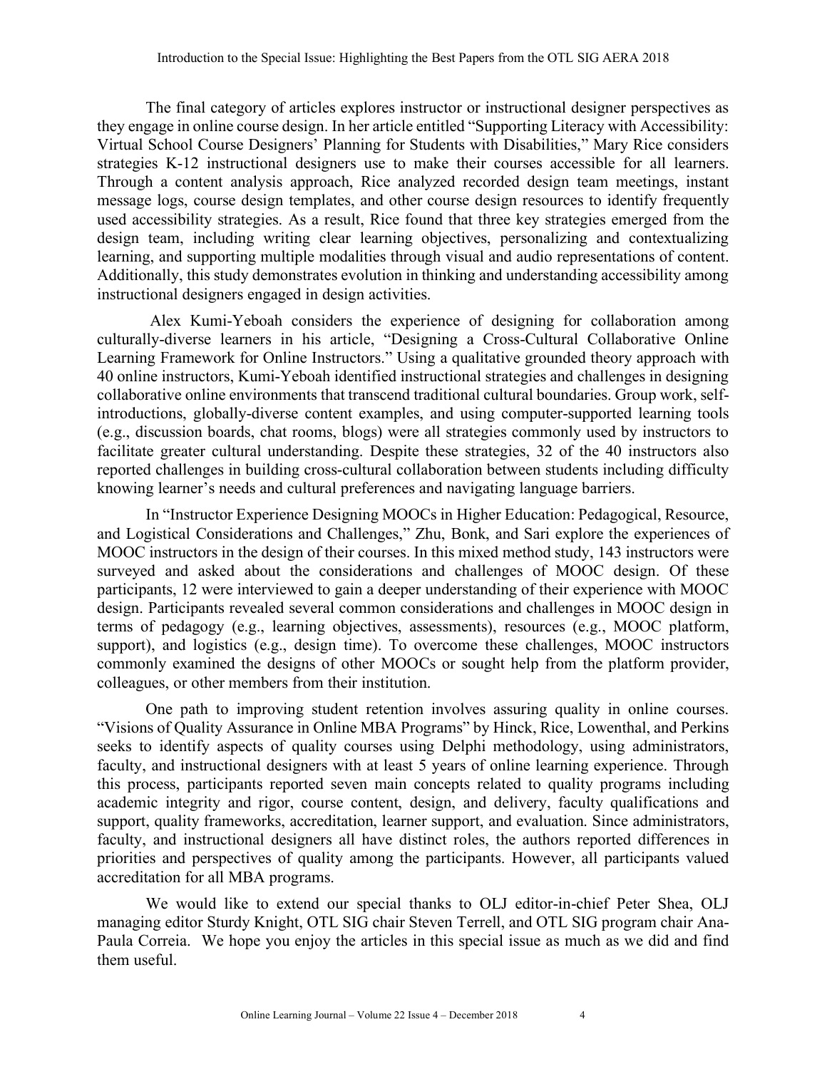The final category of articles explores instructor or instructional designer perspectives as they engage in online course design. In her article entitled "Supporting Literacy with Accessibility: Virtual School Course Designers' Planning for Students with Disabilities," Mary Rice considers strategies K-12 instructional designers use to make their courses accessible for all learners. Through a content analysis approach, Rice analyzed recorded design team meetings, instant message logs, course design templates, and other course design resources to identify frequently used accessibility strategies. As a result, Rice found that three key strategies emerged from the design team, including writing clear learning objectives, personalizing and contextualizing learning, and supporting multiple modalities through visual and audio representations of content. Additionally, this study demonstrates evolution in thinking and understanding accessibility among instructional designers engaged in design activities.

Alex Kumi-Yeboah considers the experience of designing for collaboration among culturally-diverse learners in his article, "Designing a Cross-Cultural Collaborative Online Learning Framework for Online Instructors." Using a qualitative grounded theory approach with 40 online instructors, Kumi-Yeboah identified instructional strategies and challenges in designing collaborative online environments that transcend traditional cultural boundaries. Group work, self-introductions, globally-diverse content examples, and using computer-supported learning tools (e.g., discussion boards, chat rooms, blogs) were all strategies commonly used by instructors to facilitate greater cultural understanding. Despite these strategies, 32 of the 40 instructors also reported challenges in building cross-cultural collaboration between students including difficulty knowing learner's needs and cultural preferences and navigating language barriers.

In "Instructor Experience Designing MOOCs in Higher Education: Pedagogical, Resource, and Logistical Considerations and Challenges," Zhu, Bonk, and Sari explore the experiences of MOOC instructors in the design of their courses. In this mixed method study, 143 instructors were surveyed and asked about the considerations and challenges of MOOC design. Of these participants, 12 were interviewed to gain a deeper understanding of their experience with MOOC design. Participants revealed several common considerations and challenges in MOOC design in terms of pedagogy (e.g., learning objectives, assessments), resources (e.g., MOOC platform, support), and logistics (e.g., design time). To overcome these challenges, MOOC instructors commonly examined the designs of other MOOCs or sought help from the platform provider, colleagues, or other members from their institution.

One path to improving student retention involves assuring quality in online courses. "Visions of Quality Assurance in Online MBA Programs" by Hinck, Rice, Lowenthal, and Perkins seeks to identify aspects of quality courses using Delphi methodology, using administrators, faculty, and instructional designers with at least 5 years of online learning experience. Through this process, participants reported seven main concepts related to quality programs including academic integrity and rigor, course content, design, and delivery, faculty qualifications and support, quality frameworks, accreditation, learner support, and evaluation. Since administrators, faculty, and instructional designers all have distinct roles, the authors reported differences in priorities and perspectives of quality among the participants. However, all participants valued accreditation for all MBA programs.

We would like to extend our special thanks to OLJ editor-in-chief Peter Shea, OLJ managing editor Sturdy Knight, OTL SIG chair Steven Terrell, and OTL SIG program chair Ana-Paula Correia. We hope you enjoy the articles in this special issue as much as we did and find them useful.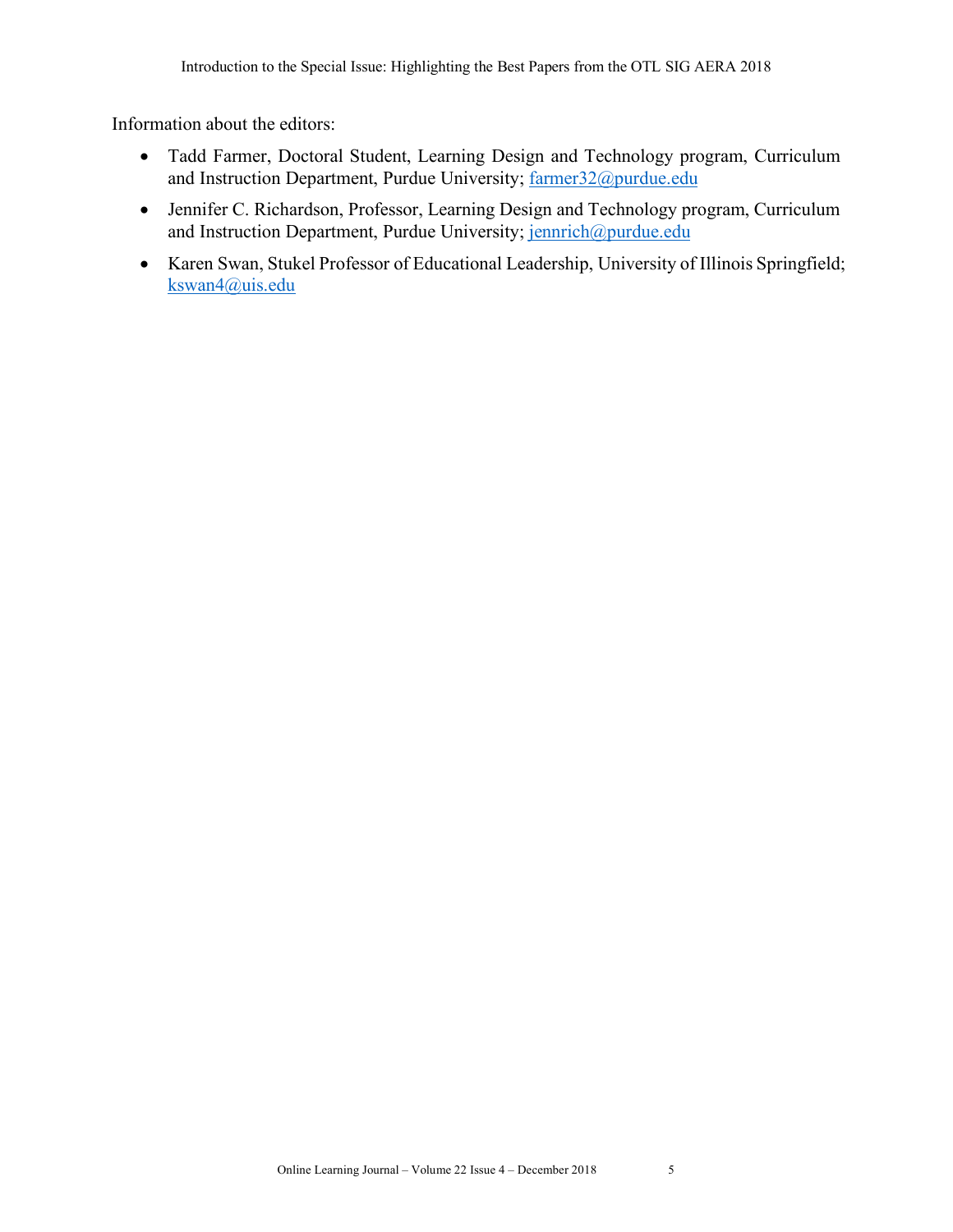Information about the editors:

- Tadd Farmer, Doctoral Student, Learning Design and Technology program, Curriculum and Instruction Department, Purdue University; farmer32@purdue.edu
- Jennifer C. Richardson, Professor, Learning Design and Technology program, Curriculum and Instruction Department, Purdue University; jennrich@purdue.edu
- Karen Swan, Stukel Professor of Educational Leadership, University of Illinois Springfield; kswan4@uis.edu